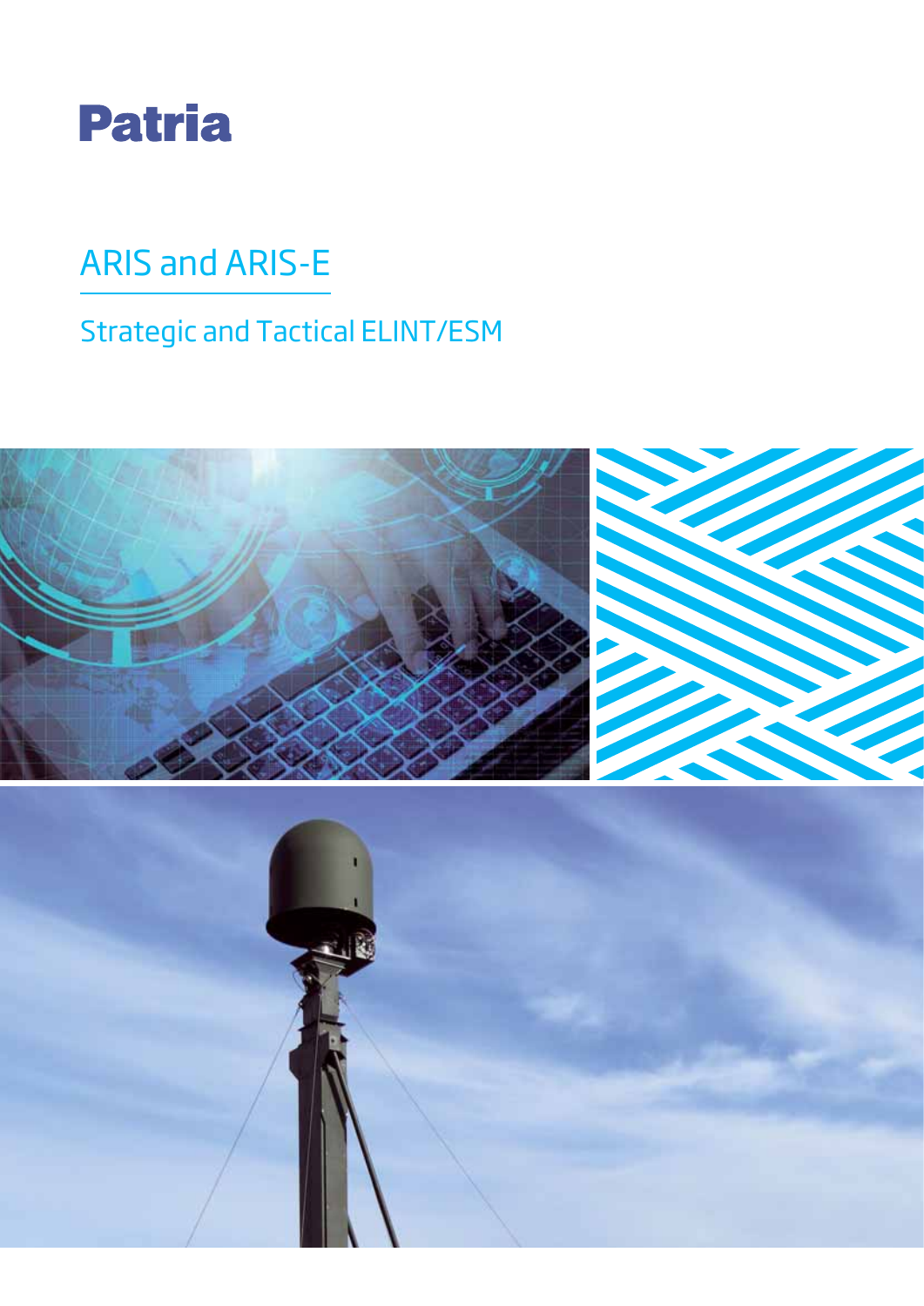Patria

# ARIS and ARIS-E

## Strategic and Tactical ELINT/ESM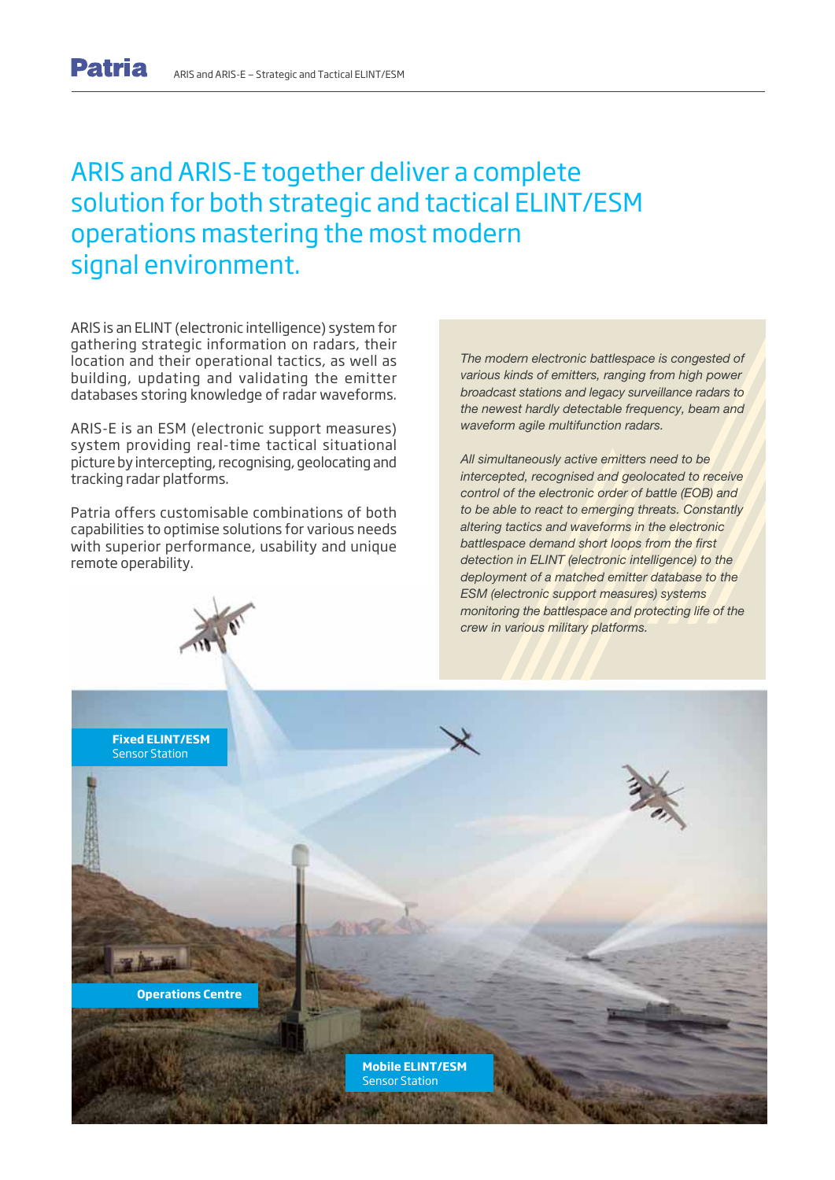# ARIS and ARIS-E together deliver a complete solution for both strategic and tactical ELINT/ESM operations mastering the most modern signal environment.

ARIS is an ELINT (electronic intelligence) system for gathering strategic information on radars, their location and their operational tactics, as well as building, updating and validating the emitter databases storing knowledge of radar waveforms.

ARIS-E is an ESM (electronic support measures) system providing real-time tactical situational picture by intercepting, recognising, geolocating and tracking radar platforms.

Patria offers customisable combinations of both capabilities to optimise solutions for various needs with superior performance, usability and unique remote operability.

*The modern electronic battlespace is congested of various kinds of emitters, ranging from high power broadcast stations and legacy surveillance radars to the newest hardly detectable frequency, beam and waveform agile multifunction radars.*

*All simultaneously active emitters need to be intercepted, recognised and geolocated to receive control of the electronic order of battle (EOB) and to be able to react to emerging threats. Constantly altering tactics and waveforms in the electronic battlespace demand short loops from the first detection in ELINT (electronic intelligence) to the deployment of a matched emitter database to the ESM (electronic support measures) systems monitoring the battlespace and protecting life of the crew in various military platforms.*

**Fixed ELINT/ESM** Sensor Station

**Operations Centre**

**Mobile ELINT/ESM** Sensor Station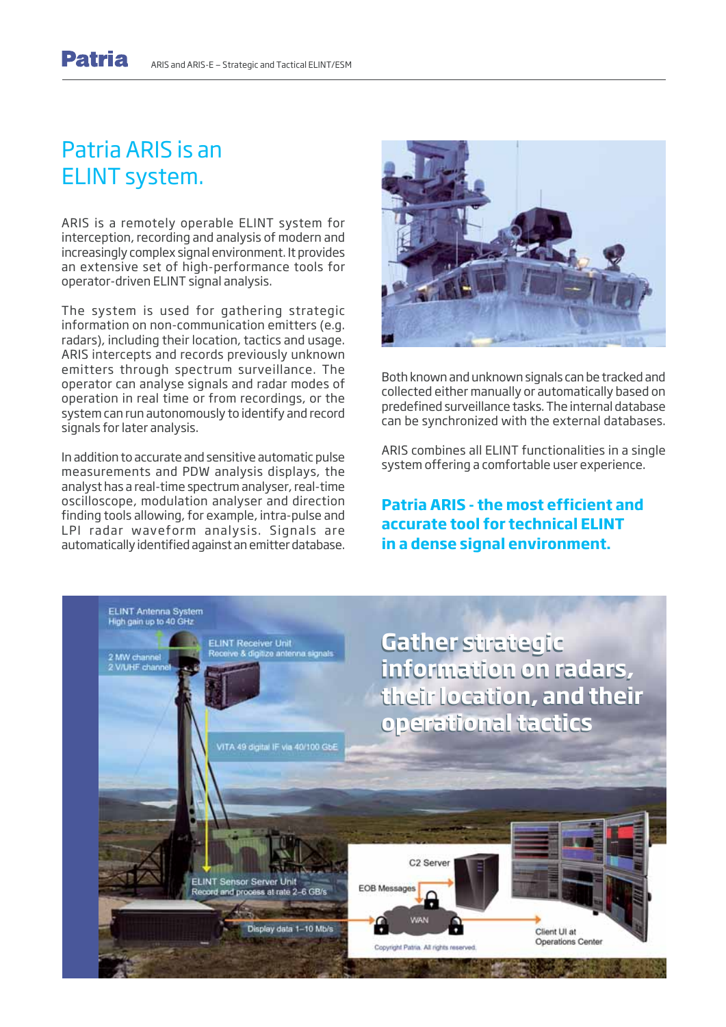# Patria ARIS is an ELINT system.

ARIS is a remotely operable ELINT system for interception, recording and analysis of modern and increasingly complex signal environment. It provides an extensive set of high-performance tools for operator-driven ELINT signal analysis.

The system is used for gathering strategic information on non-communication emitters (e.g. radars), including their location, tactics and usage. ARIS intercepts and records previously unknown emitters through spectrum surveillance. The operator can analyse signals and radar modes of operation in real time or from recordings, or the system can run autonomously to identify and record signals for later analysis.

In addition to accurate and sensitive automatic pulse measurements and PDW analysis displays, the analyst has a real-time spectrum analyser, real-time oscilloscope, modulation analyser and direction finding tools allowing, for example, intra-pulse and LPI radar waveform analysis. Signals are automatically identified against an emitter database.

Both known and unknown signals can be tracked and collected either manually or automatically based on predefined surveillance tasks. The internal database can be synchronized with the external databases.

ARIS combines all ELINT functionalities in a single system offering a comfortable user experience.

**Patria ARIS - the most efficient and accurate tool for technical ELINT in a dense signal environment.**

ELINT Antenna System
High gain up to 40 GHz

2 MW channel
2 V/UHF channel

ELINT Receiver Unit
Receive & digitize antenna signals

VITA 49 digital IF via 40/100 GbE

ELINT Sensor Server Unit
Record and process at rate 2–6 GB/s

Display data 1–10 Mb/s

C2 Server

EOB Messages

WAN

Client UI at Operations Center

Copyright Patria. All rights reserved.

**Gather strategic information on radars, their location, and their operational tactics**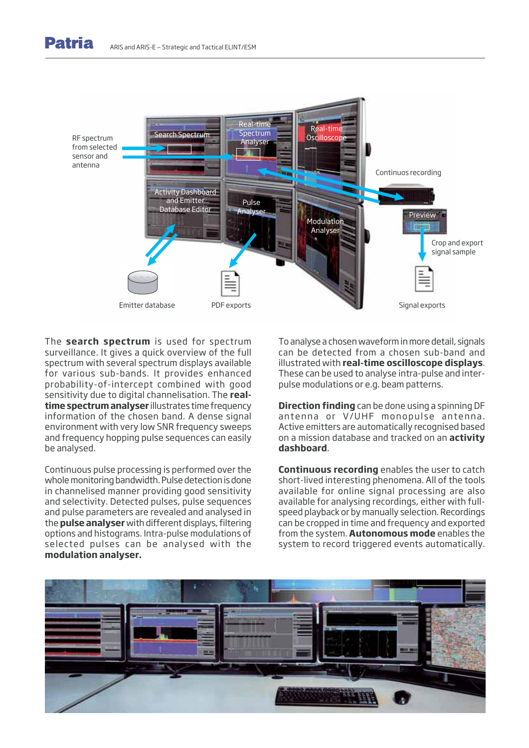The **search spectrum** is used for spectrum surveillance. It gives a quick overview of the full spectrum with several spectrum displays available for various sub-bands. It provides enhanced probability-of-intercept combined with good sensitivity due to digital channelisation. The **real-time spectrum analyser** illustrates time frequency information of the chosen band. A dense signal environment with very low SNR frequency sweeps and frequency hopping pulse sequences can easily be analysed.

Continuous pulse processing is performed over the whole monitoring bandwidth. Pulse detection is done in channelised manner providing good sensitivity and selectivity. Detected pulses, pulse sequences and pulse parameters are revealed and analysed in the **pulse analyser** with different displays, filtering options and histograms. Intra-pulse modulations of selected pulses can be analysed with the **modulation analyser.**

To analyse a chosen waveform in more detail, signals can be detected from a chosen sub-band and illustrated with **real-time oscilloscope displays**. These can be used to analyse intra-pulse and inter-pulse modulations or e.g. beam patterns.

**Direction finding** can be done using a spinning DF antenna or V/UHF monopulse antenna. Active emitters are automatically recognised based on a mission database and tracked on an **activity dashboard**.

**Continuous recording** enables the user to catch short-lived interesting phenomena. All of the tools available for online signal processing are also available for analysing recordings, either with full-speed playback or by manually selection. Recordings can be cropped in time and frequency and exported from the system. **Autonomous mode** enables the system to record triggered events automatically.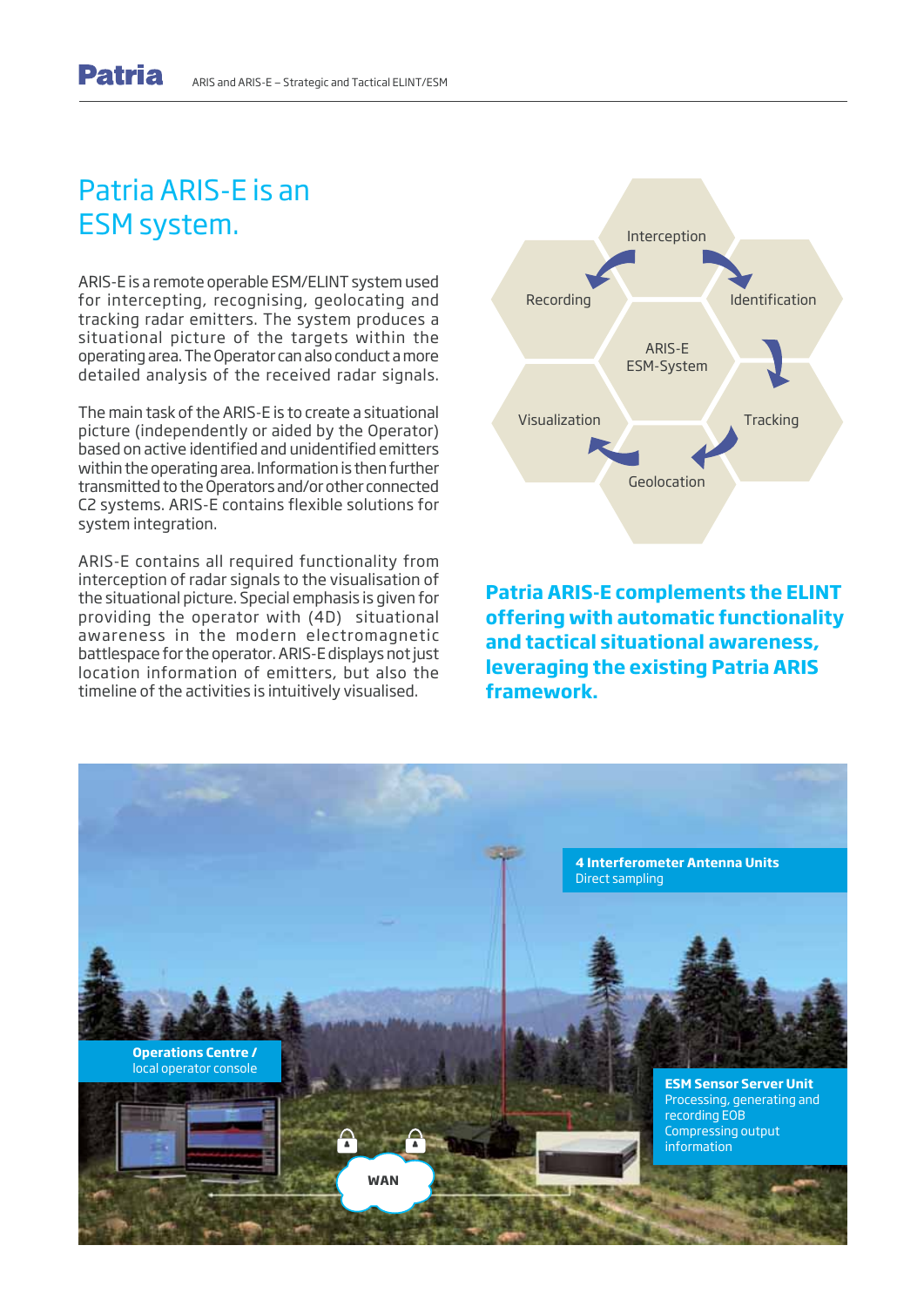# Patria ARIS-E is an ESM system.

ARIS-E is a remote operable ESM/ELINT system used for intercepting, recognising, geolocating and tracking radar emitters. The system produces a situational picture of the targets within the operating area. The Operator can also conduct a more detailed analysis of the received radar signals.

The main task of the ARIS-E is to create a situational picture (independently or aided by the Operator) based on active identified and unidentified emitters within the operating area. Information is then further transmitted to the Operators and/or other connected C2 systems. ARIS-E contains flexible solutions for system integration.

ARIS-E contains all required functionality from interception of radar signals to the visualisation of the situational picture. Special emphasis is given for providing the operator with (4D) situational awareness in the modern electromagnetic battlespace for the operator. ARIS-E displays not just location information of emitters, but also the timeline of the activities is intuitively visualised.

Interception

Recording

Identification

ARIS-E ESM-System

Visualization

Tracking

Geolocation

**Patria ARIS-E complements the ELINT offering with automatic functionality and tactical situational awareness, leveraging the existing Patria ARIS framework.**

**4 Interferometer Antenna Units**
Direct sampling

**Operations Centre /**
local operator console

WAN

**ESM Sensor Server Unit**
Processing, generating and recording EOB
Compressing output information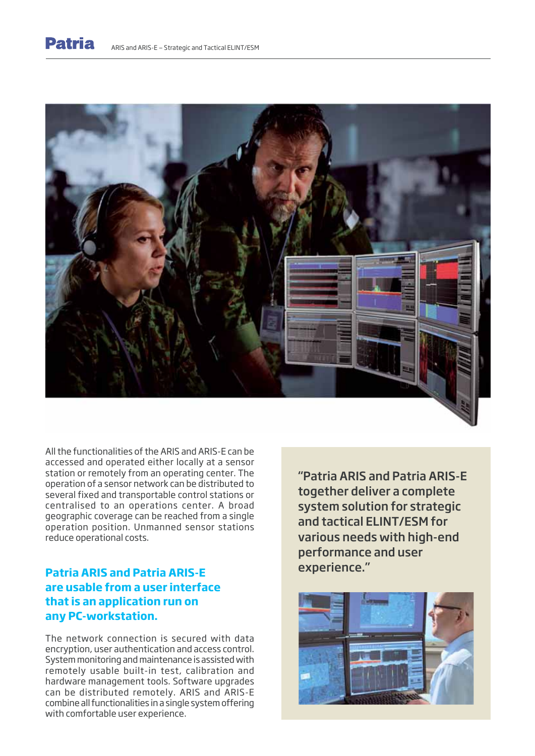All the functionalities of the ARIS and ARIS-E can be accessed and operated either locally at a sensor station or remotely from an operating center. The operation of a sensor network can be distributed to several fixed and transportable control stations or centralised to an operations center. A broad geographic coverage can be reached from a single operation position. Unmanned sensor stations reduce operational costs.

## Patria ARIS and Patria ARIS-E are usable from a user interface that is an application run on any PC-workstation.

The network connection is secured with data encryption, user authentication and access control. System monitoring and maintenance is assisted with remotely usable built-in test, calibration and hardware management tools. Software upgrades can be distributed remotely. ARIS and ARIS-E combine all functionalities in a single system offering with comfortable user experience.

"Patria ARIS and Patria ARIS-E together deliver a complete system solution for strategic and tactical ELINT/ESM for various needs with high-end performance and user experience."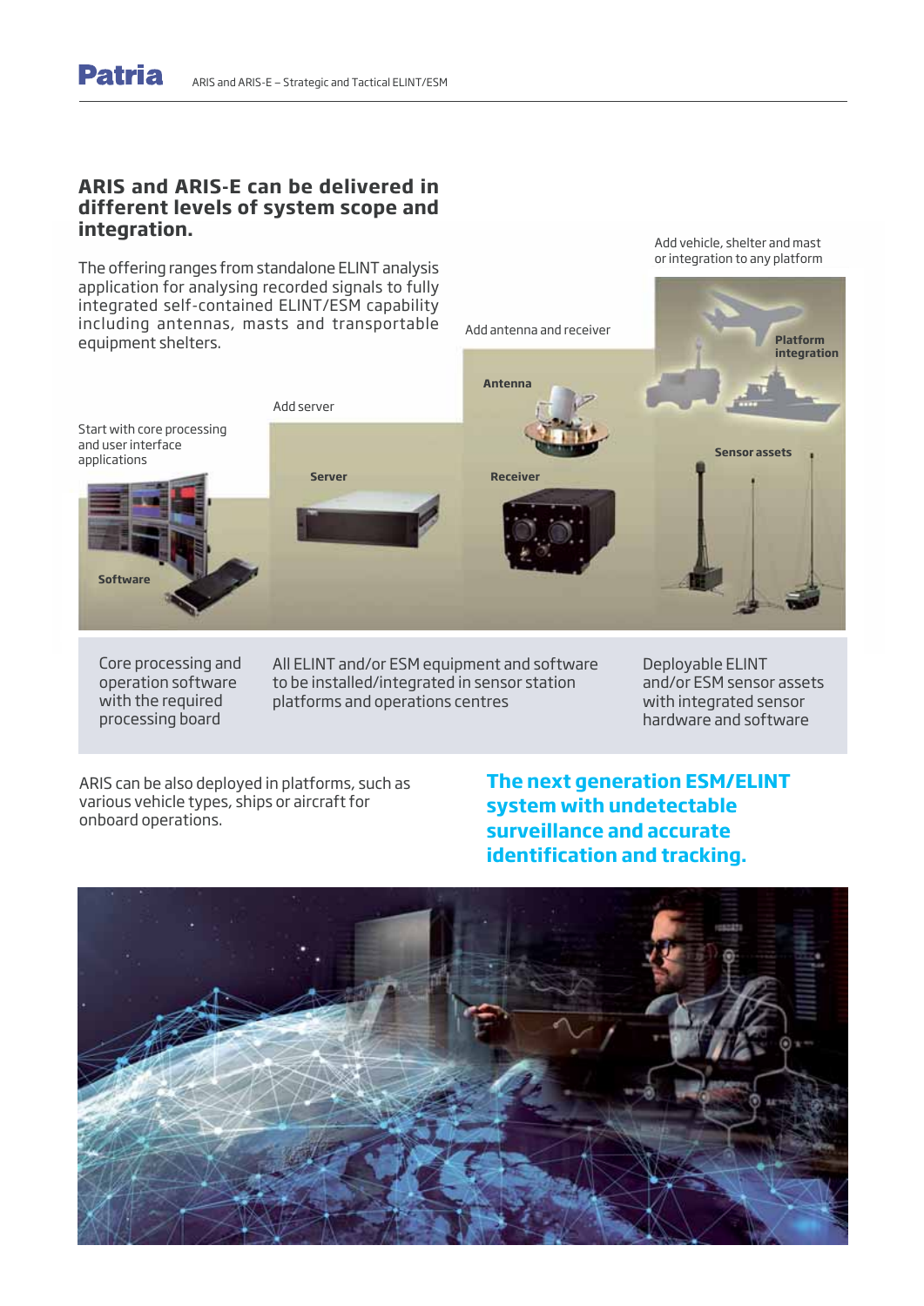## ARIS and ARIS-E can be delivered in different levels of system scope and integration.

The offering ranges from standalone ELINT analysis application for analysing recorded signals to fully integrated self-contained ELINT/ESM capability including antennas, masts and transportable equipment shelters.

Start with core processing and user interface applications

Software

Add server

Server

Add antenna and receiver

Antenna

Receiver

Add vehicle, shelter and mast or integration to any platform

Platform integration

Sensor assets

| Core processing and operation software with the required processing board | All ELINT and/or ESM equipment and software to be installed/integrated in sensor station platforms and operations centres | Deployable ELINT and/or ESM sensor assets with integrated sensor hardware and software |
|---|---|---|

ARIS can be also deployed in platforms, such as various vehicle types, ships or aircraft for onboard operations.

**The next generation ESM/ELINT system with undetectable surveillance and accurate identification and tracking.**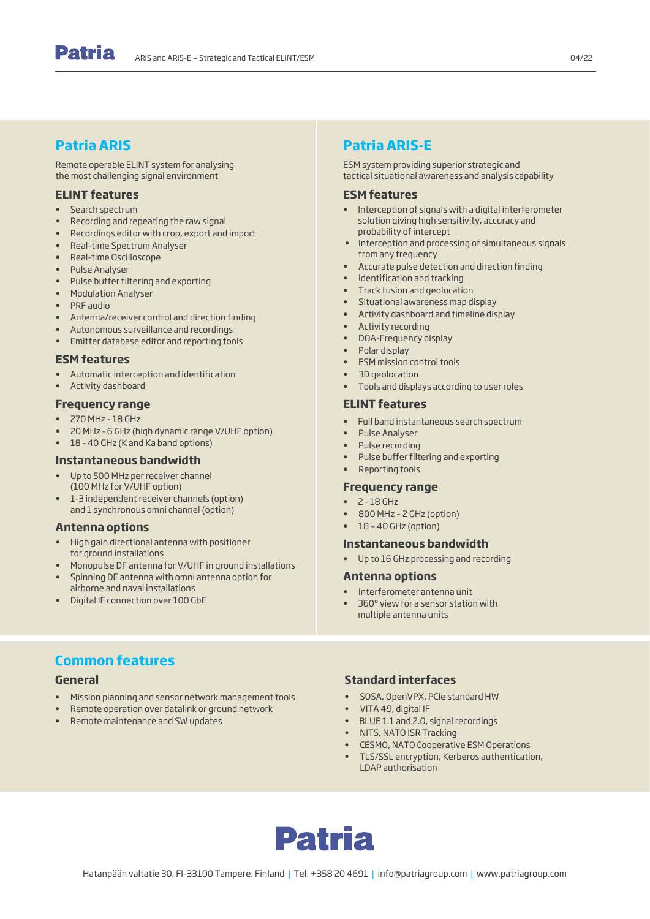## Patria ARIS

Remote operable ELINT system for analysing the most challenging signal environment

### ELINT features

- Search spectrum
- Recording and repeating the raw signal
- Recordings editor with crop, export and import
- Real-time Spectrum Analyser
- Real-time Oscilloscope
- Pulse Analyser
- Pulse buffer filtering and exporting
- Modulation Analyser
- PRF audio
- Antenna/receiver control and direction finding
- Autonomous surveillance and recordings
- Emitter database editor and reporting tools

### ESM features

- Automatic interception and identification
- Activity dashboard

### Frequency range

- 270 MHz - 18 GHz
- 20 MHz - 6 GHz (high dynamic range V/UHF option)
- 18 - 40 GHz (K and Ka band options)

### Instantaneous bandwidth

- Up to 500 MHz per receiver channel (100 MHz for V/UHF option)
- 1-3 independent receiver channels (option) and 1 synchronous omni channel (option)

### Antenna options

- High gain directional antenna with positioner for ground installations
- Monopulse DF antenna for V/UHF in ground installations
- Spinning DF antenna with omni antenna option for airborne and naval installations
- Digital IF connection over 100 GbE

## Patria ARIS-E

ESM system providing superior strategic and tactical situational awareness and analysis capability

### ESM features

- Interception of signals with a digital interferometer solution giving high sensitivity, accuracy and probability of intercept
- Interception and processing of simultaneous signals from any frequency
- Accurate pulse detection and direction finding
- Identification and tracking
- Track fusion and geolocation
- Situational awareness map display
- Activity dashboard and timeline display
- Activity recording
- DOA-Frequency display
- Polar display
- ESM mission control tools
- 3D geolocation
- Tools and displays according to user roles

### ELINT features

- Full band instantaneous search spectrum
- Pulse Analyser
- Pulse recording
- Pulse buffer filtering and exporting
- Reporting tools

### Frequency range

- 2 - 18 GHz
- 800 MHz – 2 GHz (option)
- 18 – 40 GHz (option)

### Instantaneous bandwidth

- Up to 16 GHz processing and recording

### Antenna options

- Interferometer antenna unit
- 360° view for a sensor station with multiple antenna units

## Common features

### General

- Mission planning and sensor network management tools
- Remote operation over datalink or ground network
- Remote maintenance and SW updates

### Standard interfaces

- SOSA, OpenVPX, PCIe standard HW
- VITA 49, digital IF
- BLUE 1.1 and 2.0, signal recordings
- NITS, NATO ISR Tracking
- CESMO, NATO Cooperative ESM Operations
- TLS/SSL encryption, Kerberos authentication, LDAP authorisation

Patria

Hatanpään valtatie 30, FI-33100 Tampere, Finland | Tel. +358 20 4691 | info@patriagroup.com | www.patriagroup.com